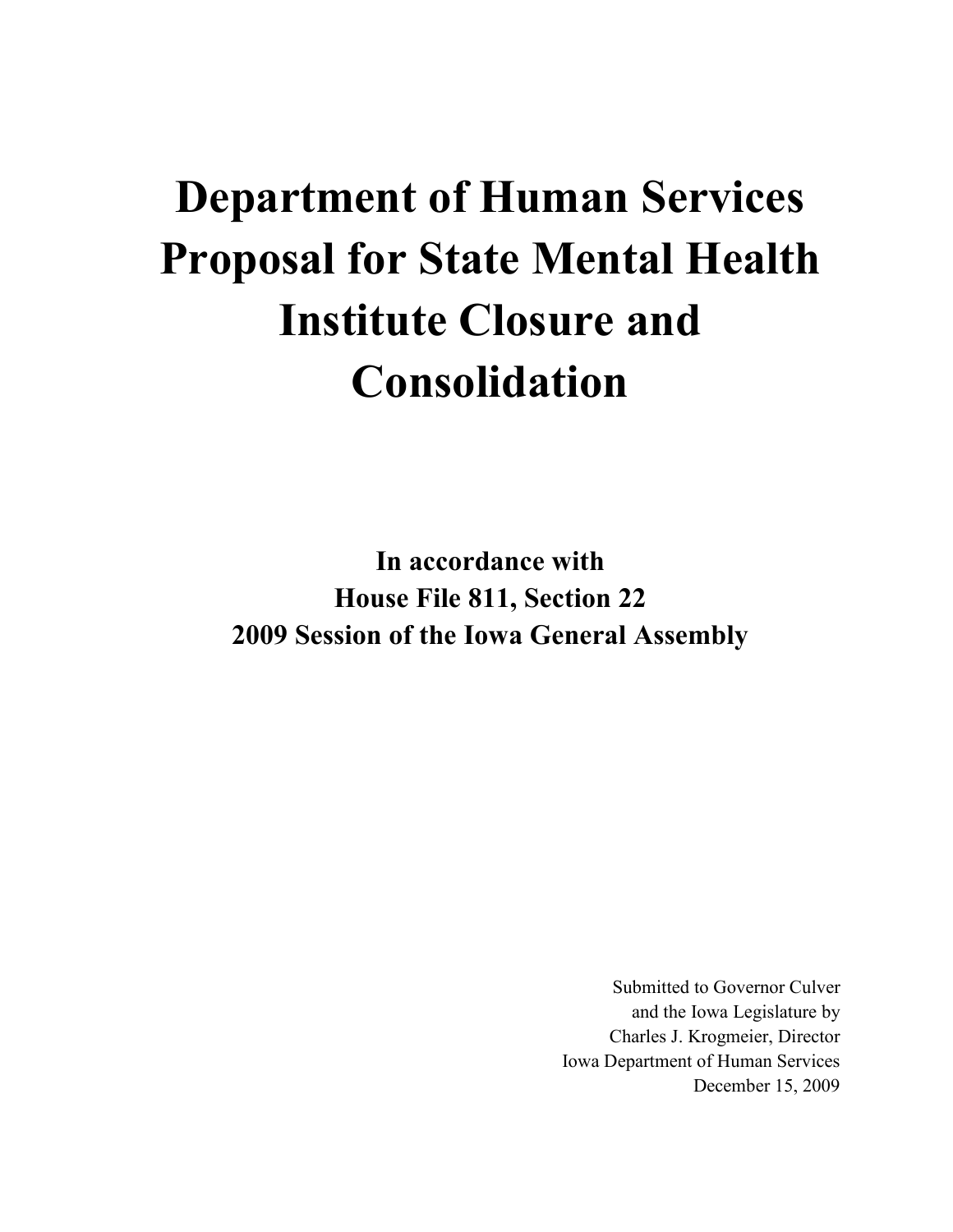# Department of Human Services Proposal for State Mental Health Institute Closure and Consolidation

**In accordance with**
**House File 811, Section 22**
**2009 Session of the Iowa General Assembly**

Submitted to Governor Culver
and the Iowa Legislature by
Charles J. Krogmeier, Director
Iowa Department of Human Services
December 15, 2009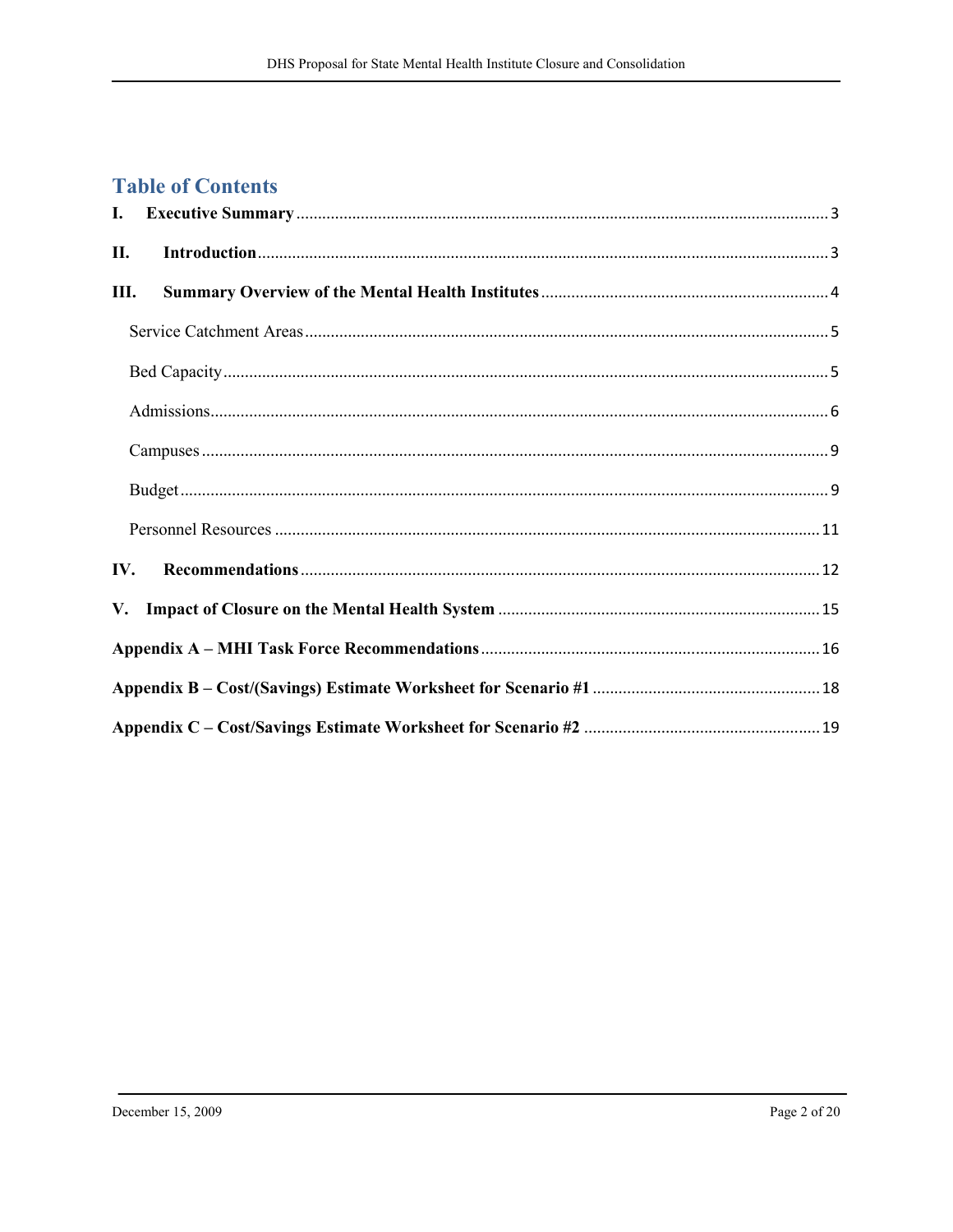# Table of Contents

**I. Executive Summary** .......... 3

**II. Introduction** .......... 3

**III. Summary Overview of the Mental Health Institutes** .......... 4

Service Catchment Areas .......... 5

Bed Capacity .......... 5

Admissions .......... 6

Campuses .......... 9

Budget .......... 9

Personnel Resources .......... 11

**IV. Recommendations** .......... 12

**V. Impact of Closure on the Mental Health System** .......... 15

**Appendix A – MHI Task Force Recommendations** .......... 16

**Appendix B – Cost/(Savings) Estimate Worksheet for Scenario #1** .......... 18

**Appendix C – Cost/Savings Estimate Worksheet for Scenario #2** .......... 19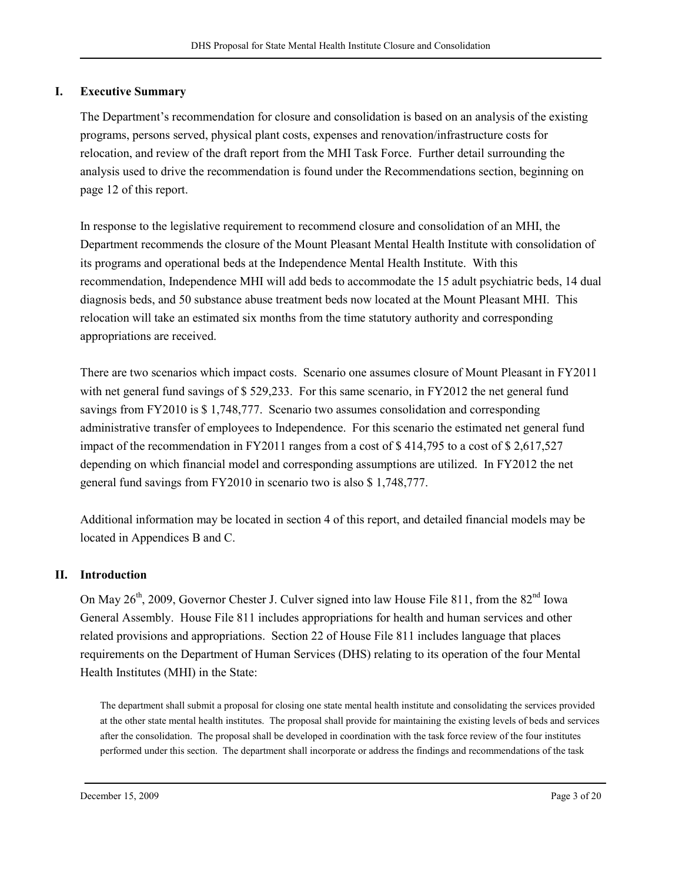## I. Executive Summary

The Department's recommendation for closure and consolidation is based on an analysis of the existing programs, persons served, physical plant costs, expenses and renovation/infrastructure costs for relocation, and review of the draft report from the MHI Task Force. Further detail surrounding the analysis used to drive the recommendation is found under the Recommendations section, beginning on page 12 of this report.

In response to the legislative requirement to recommend closure and consolidation of an MHI, the Department recommends the closure of the Mount Pleasant Mental Health Institute with consolidation of its programs and operational beds at the Independence Mental Health Institute. With this recommendation, Independence MHI will add beds to accommodate the 15 adult psychiatric beds, 14 dual diagnosis beds, and 50 substance abuse treatment beds now located at the Mount Pleasant MHI. This relocation will take an estimated six months from the time statutory authority and corresponding appropriations are received.

There are two scenarios which impact costs. Scenario one assumes closure of Mount Pleasant in FY2011 with net general fund savings of $ 529,233. For this same scenario, in FY2012 the net general fund savings from FY2010 is $ 1,748,777. Scenario two assumes consolidation and corresponding administrative transfer of employees to Independence. For this scenario the estimated net general fund impact of the recommendation in FY2011 ranges from a cost of $ 414,795 to a cost of $ 2,617,527 depending on which financial model and corresponding assumptions are utilized. In FY2012 the net general fund savings from FY2010 in scenario two is also $ 1,748,777.

Additional information may be located in section 4 of this report, and detailed financial models may be located in Appendices B and C.

## II. Introduction

On May 26th, 2009, Governor Chester J. Culver signed into law House File 811, from the 82nd Iowa General Assembly. House File 811 includes appropriations for health and human services and other related provisions and appropriations. Section 22 of House File 811 includes language that places requirements on the Department of Human Services (DHS) relating to its operation of the four Mental Health Institutes (MHI) in the State:

> The department shall submit a proposal for closing one state mental health institute and consolidating the services provided at the other state mental health institutes. The proposal shall provide for maintaining the existing levels of beds and services after the consolidation. The proposal shall be developed in coordination with the task force review of the four institutes performed under this section. The department shall incorporate or address the findings and recommendations of the task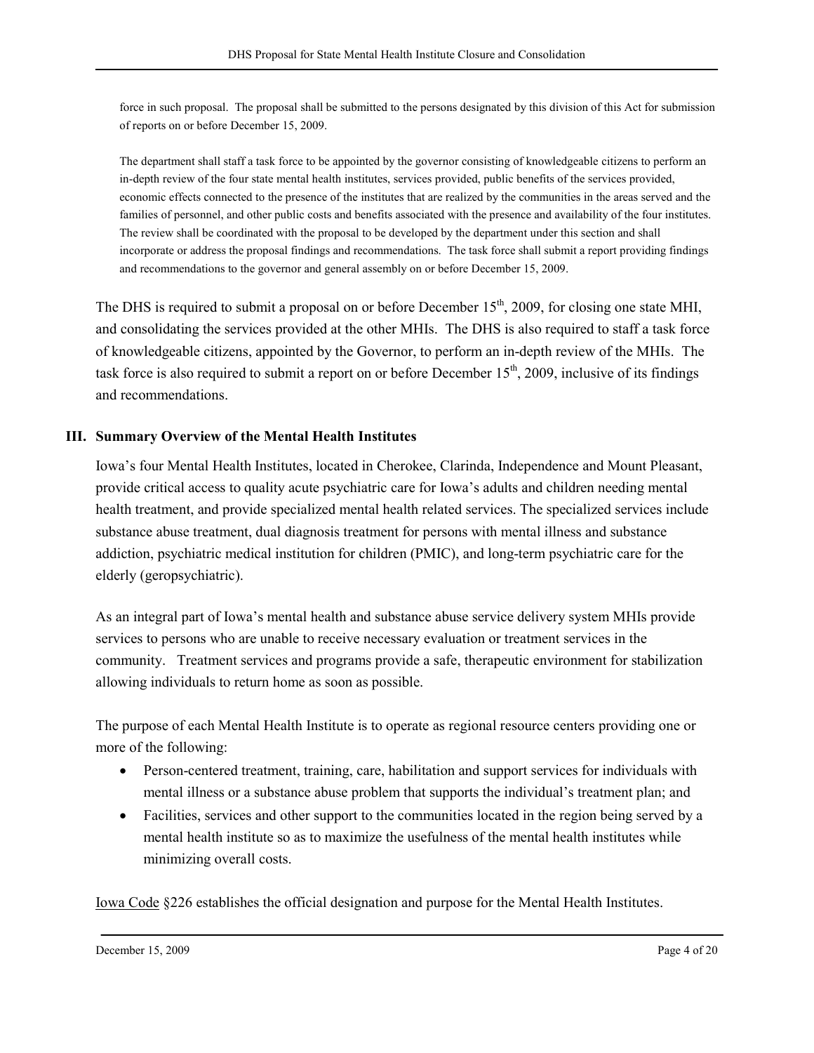force in such proposal. The proposal shall be submitted to the persons designated by this division of this Act for submission of reports on or before December 15, 2009.

The department shall staff a task force to be appointed by the governor consisting of knowledgeable citizens to perform an in-depth review of the four state mental health institutes, services provided, public benefits of the services provided, economic effects connected to the presence of the institutes that are realized by the communities in the areas served and the families of personnel, and other public costs and benefits associated with the presence and availability of the four institutes. The review shall be coordinated with the proposal to be developed by the department under this section and shall incorporate or address the proposal findings and recommendations. The task force shall submit a report providing findings and recommendations to the governor and general assembly on or before December 15, 2009.

The DHS is required to submit a proposal on or before December 15th, 2009, for closing one state MHI, and consolidating the services provided at the other MHIs. The DHS is also required to staff a task force of knowledgeable citizens, appointed by the Governor, to perform an in-depth review of the MHIs. The task force is also required to submit a report on or before December 15th, 2009, inclusive of its findings and recommendations.

## III. Summary Overview of the Mental Health Institutes

Iowa's four Mental Health Institutes, located in Cherokee, Clarinda, Independence and Mount Pleasant, provide critical access to quality acute psychiatric care for Iowa's adults and children needing mental health treatment, and provide specialized mental health related services. The specialized services include substance abuse treatment, dual diagnosis treatment for persons with mental illness and substance addiction, psychiatric medical institution for children (PMIC), and long-term psychiatric care for the elderly (geropsychiatric).

As an integral part of Iowa's mental health and substance abuse service delivery system MHIs provide services to persons who are unable to receive necessary evaluation or treatment services in the community. Treatment services and programs provide a safe, therapeutic environment for stabilization allowing individuals to return home as soon as possible.

The purpose of each Mental Health Institute is to operate as regional resource centers providing one or more of the following:

- Person-centered treatment, training, care, habilitation and support services for individuals with mental illness or a substance abuse problem that supports the individual's treatment plan; and
- Facilities, services and other support to the communities located in the region being served by a mental health institute so as to maximize the usefulness of the mental health institutes while minimizing overall costs.

Iowa Code §226 establishes the official designation and purpose for the Mental Health Institutes.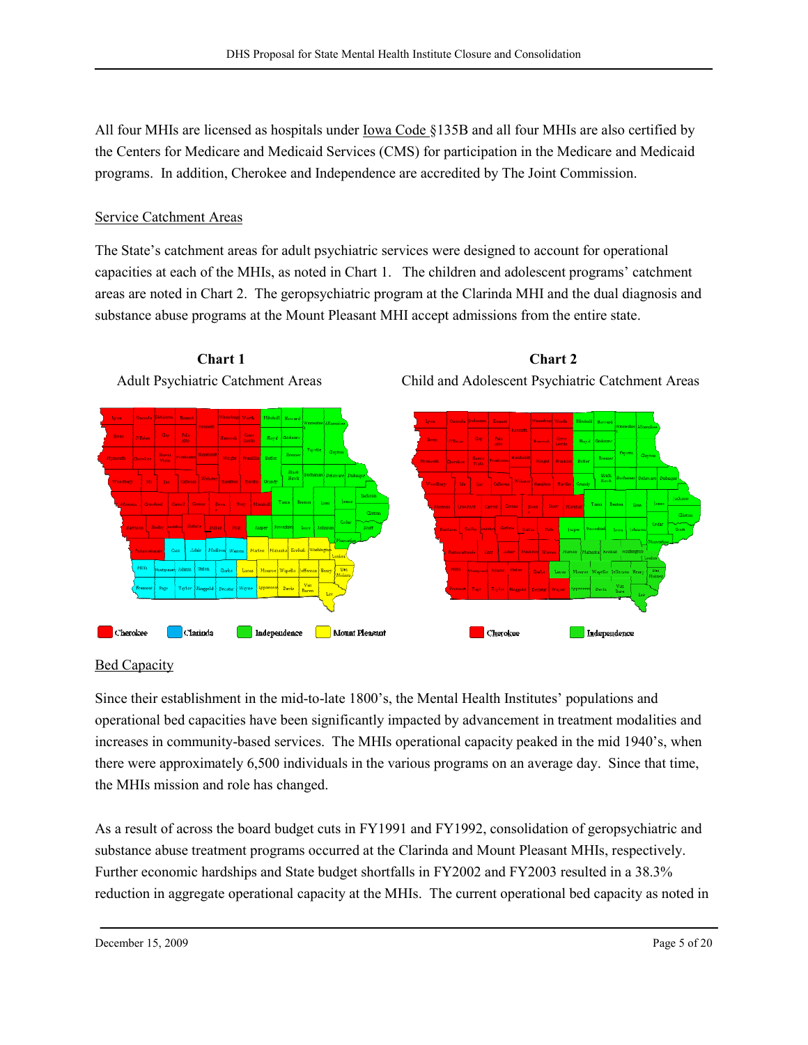All four MHIs are licensed as hospitals under Iowa Code §135B and all four MHIs are also certified by the Centers for Medicare and Medicaid Services (CMS) for participation in the Medicare and Medicaid programs. In addition, Cherokee and Independence are accredited by The Joint Commission.

## Service Catchment Areas

The State's catchment areas for adult psychiatric services were designed to account for operational capacities at each of the MHIs, as noted in Chart 1. The children and adolescent programs' catchment areas are noted in Chart 2. The geropsychiatric program at the Clarinda MHI and the dual diagnosis and substance abuse programs at the Mount Pleasant MHI accept admissions from the entire state.

**Chart 1**
Adult Psychiatric Catchment Areas

Cherokee | Clarinda | Independence | Mount Pleasant

**Chart 2**
Child and Adolescent Psychiatric Catchment Areas

Cherokee | Independence

## Bed Capacity

Since their establishment in the mid-to-late 1800's, the Mental Health Institutes' populations and operational bed capacities have been significantly impacted by advancement in treatment modalities and increases in community-based services. The MHIs operational capacity peaked in the mid 1940's, when there were approximately 6,500 individuals in the various programs on an average day. Since that time, the MHIs mission and role has changed.

As a result of across the board budget cuts in FY1991 and FY1992, consolidation of geropsychiatric and substance abuse treatment programs occurred at the Clarinda and Mount Pleasant MHIs, respectively. Further economic hardships and State budget shortfalls in FY2002 and FY2003 resulted in a 38.3% reduction in aggregate operational capacity at the MHIs. The current operational bed capacity as noted in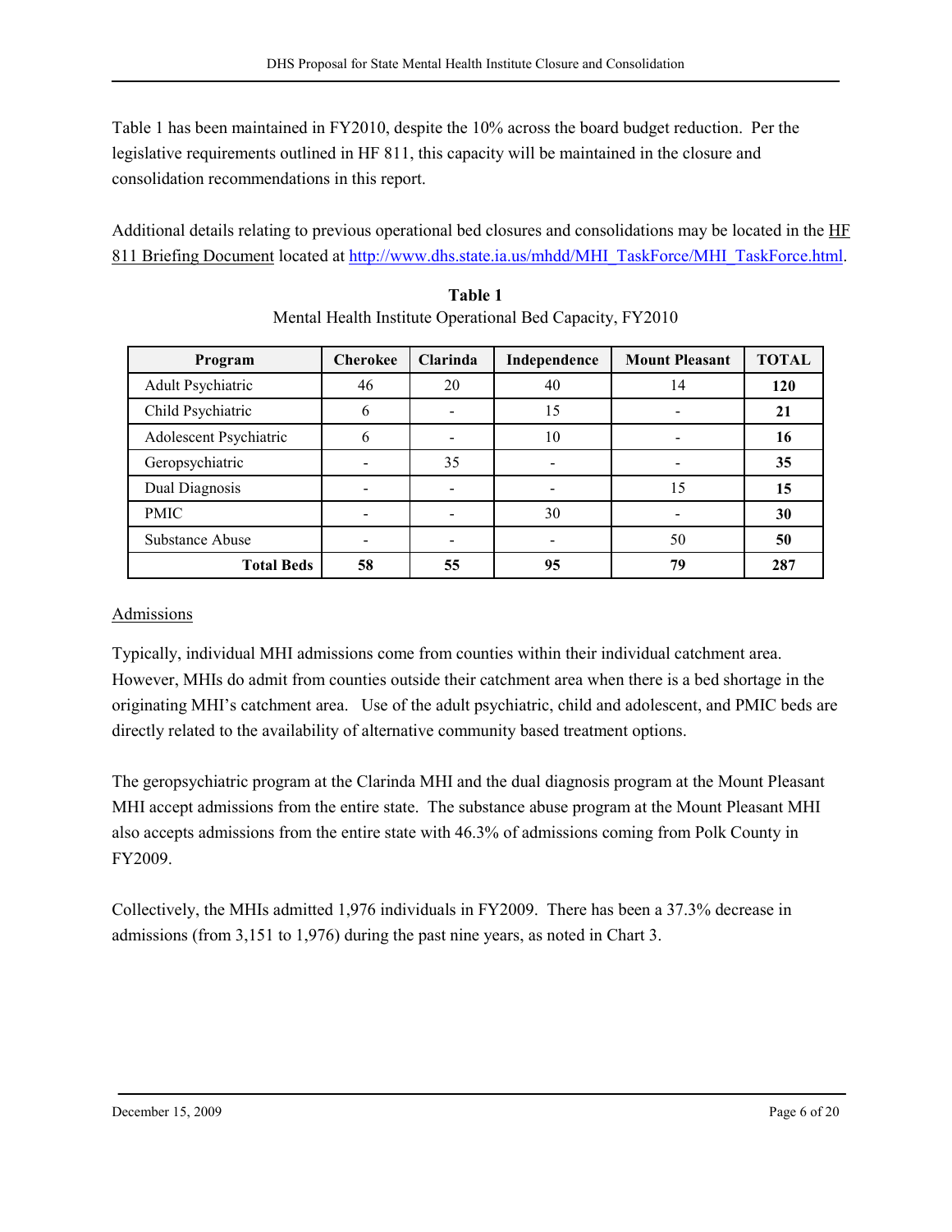Table 1 has been maintained in FY2010, despite the 10% across the board budget reduction. Per the legislative requirements outlined in HF 811, this capacity will be maintained in the closure and consolidation recommendations in this report.

Additional details relating to previous operational bed closures and consolidations may be located in the HF 811 Briefing Document located at http://www.dhs.state.ia.us/mhdd/MHI_TaskForce/MHI_TaskForce.html.

**Table 1**
Mental Health Institute Operational Bed Capacity, FY2010

| Program | Cherokee | Clarinda | Independence | Mount Pleasant | TOTAL |
|---|---|---|---|---|---|
| Adult Psychiatric | 46 | 20 | 40 | 14 | **120** |
| Child Psychiatric | 6 | - | 15 | - | **21** |
| Adolescent Psychiatric | 6 | - | 10 | - | **16** |
| Geropsychiatric | - | 35 | - | - | **35** |
| Dual Diagnosis | - | - | - | 15 | **15** |
| PMIC | - | - | 30 | - | **30** |
| Substance Abuse | - | - | - | 50 | **50** |
| **Total Beds** | **58** | **55** | **95** | **79** | **287** |

Admissions

Typically, individual MHI admissions come from counties within their individual catchment area. However, MHIs do admit from counties outside their catchment area when there is a bed shortage in the originating MHI's catchment area. Use of the adult psychiatric, child and adolescent, and PMIC beds are directly related to the availability of alternative community based treatment options.

The geropsychiatric program at the Clarinda MHI and the dual diagnosis program at the Mount Pleasant MHI accept admissions from the entire state. The substance abuse program at the Mount Pleasant MHI also accepts admissions from the entire state with 46.3% of admissions coming from Polk County in FY2009.

Collectively, the MHIs admitted 1,976 individuals in FY2009. There has been a 37.3% decrease in admissions (from 3,151 to 1,976) during the past nine years, as noted in Chart 3.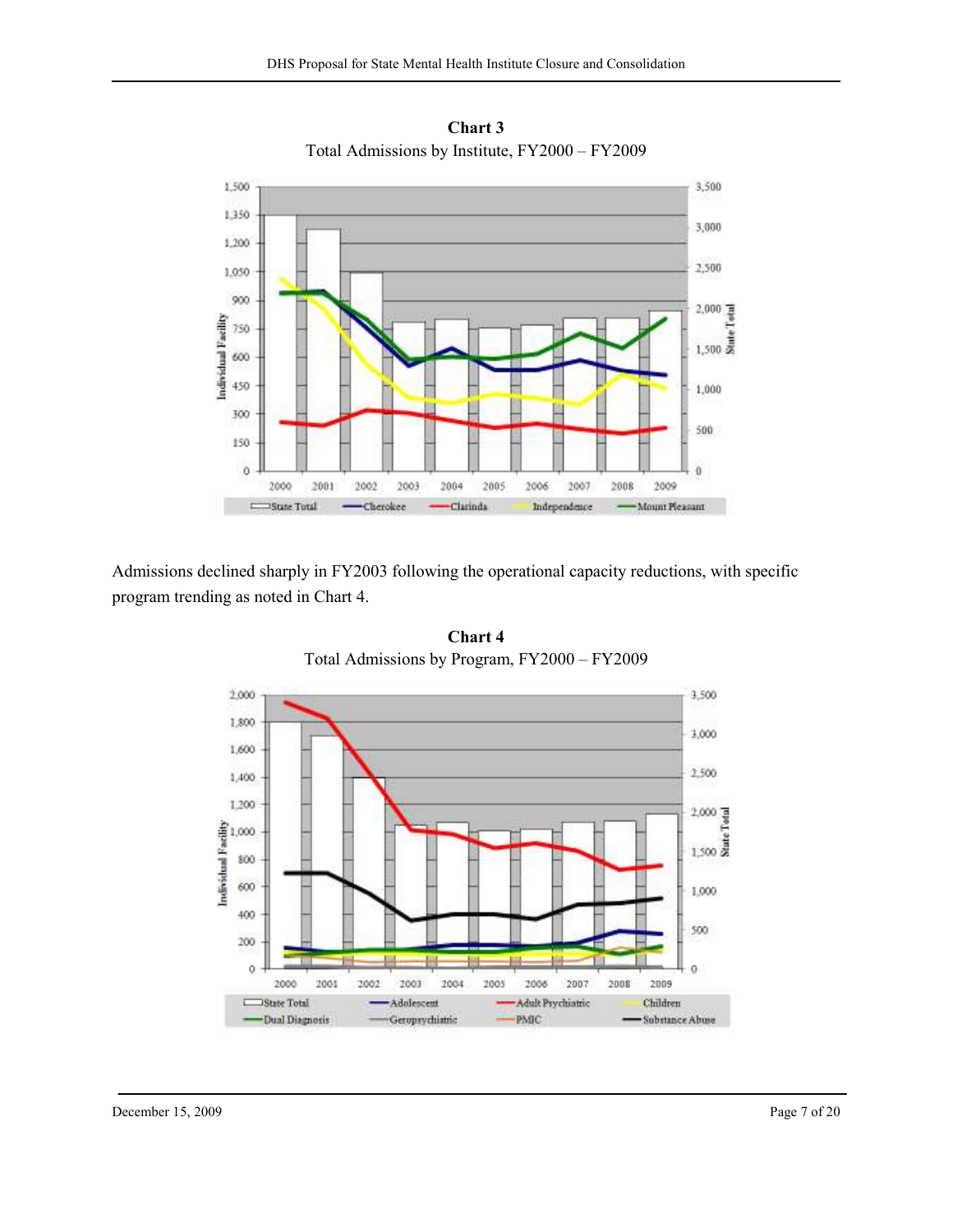**Chart 3**
Total Admissions by Institute, FY2000 – FY2009

Admissions declined sharply in FY2003 following the operational capacity reductions, with specific program trending as noted in Chart 4.

**Chart 4**
Total Admissions by Program, FY2000 – FY2009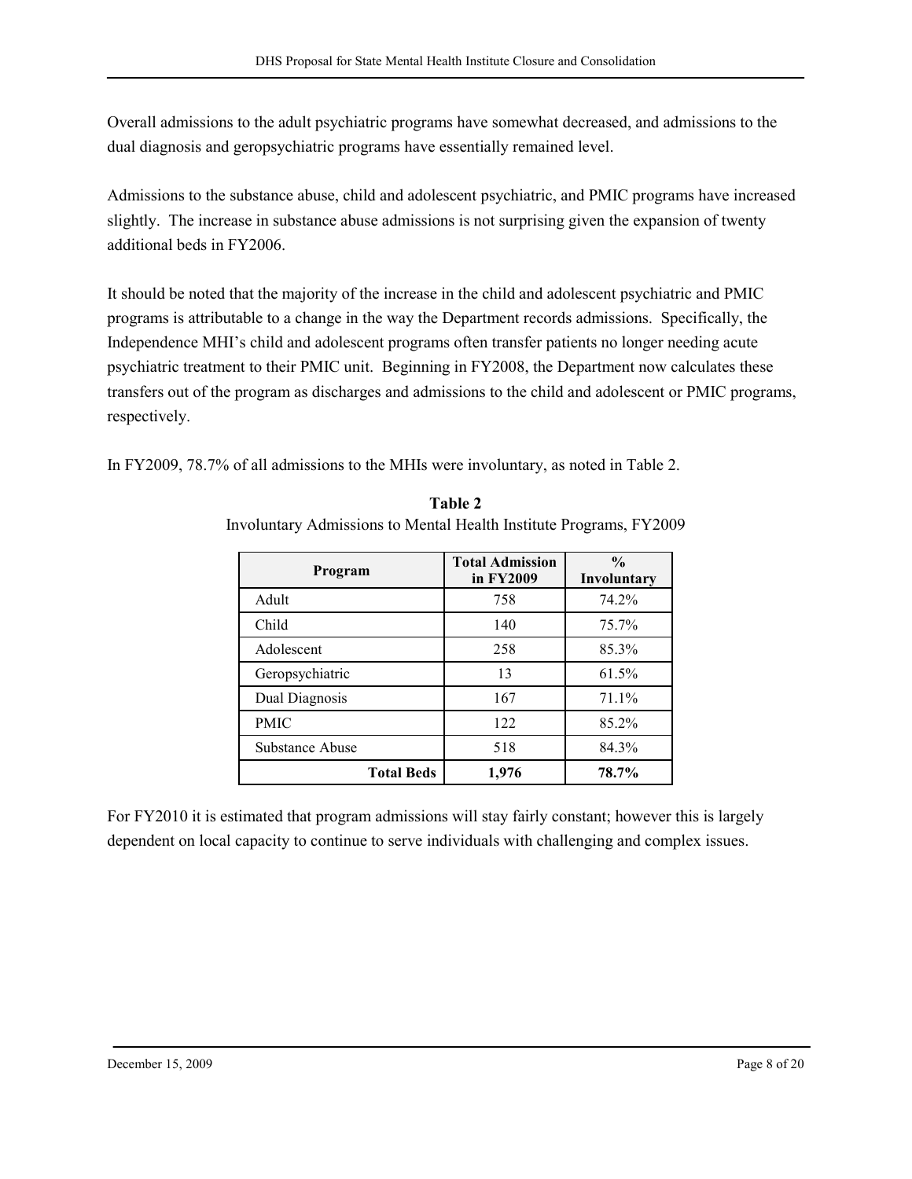Overall admissions to the adult psychiatric programs have somewhat decreased, and admissions to the dual diagnosis and geropsychiatric programs have essentially remained level.

Admissions to the substance abuse, child and adolescent psychiatric, and PMIC programs have increased slightly. The increase in substance abuse admissions is not surprising given the expansion of twenty additional beds in FY2006.

It should be noted that the majority of the increase in the child and adolescent psychiatric and PMIC programs is attributable to a change in the way the Department records admissions. Specifically, the Independence MHI's child and adolescent programs often transfer patients no longer needing acute psychiatric treatment to their PMIC unit. Beginning in FY2008, the Department now calculates these transfers out of the program as discharges and admissions to the child and adolescent or PMIC programs, respectively.

In FY2009, 78.7% of all admissions to the MHIs were involuntary, as noted in Table 2.

**Table 2**

Involuntary Admissions to Mental Health Institute Programs, FY2009

| Program | Total Admission in FY2009 | % Involuntary |
|---|---|---|
| Adult | 758 | 74.2% |
| Child | 140 | 75.7% |
| Adolescent | 258 | 85.3% |
| Geropsychiatric | 13 | 61.5% |
| Dual Diagnosis | 167 | 71.1% |
| PMIC | 122 | 85.2% |
| Substance Abuse | 518 | 84.3% |
| **Total Beds** | **1,976** | **78.7%** |

For FY2010 it is estimated that program admissions will stay fairly constant; however this is largely dependent on local capacity to continue to serve individuals with challenging and complex issues.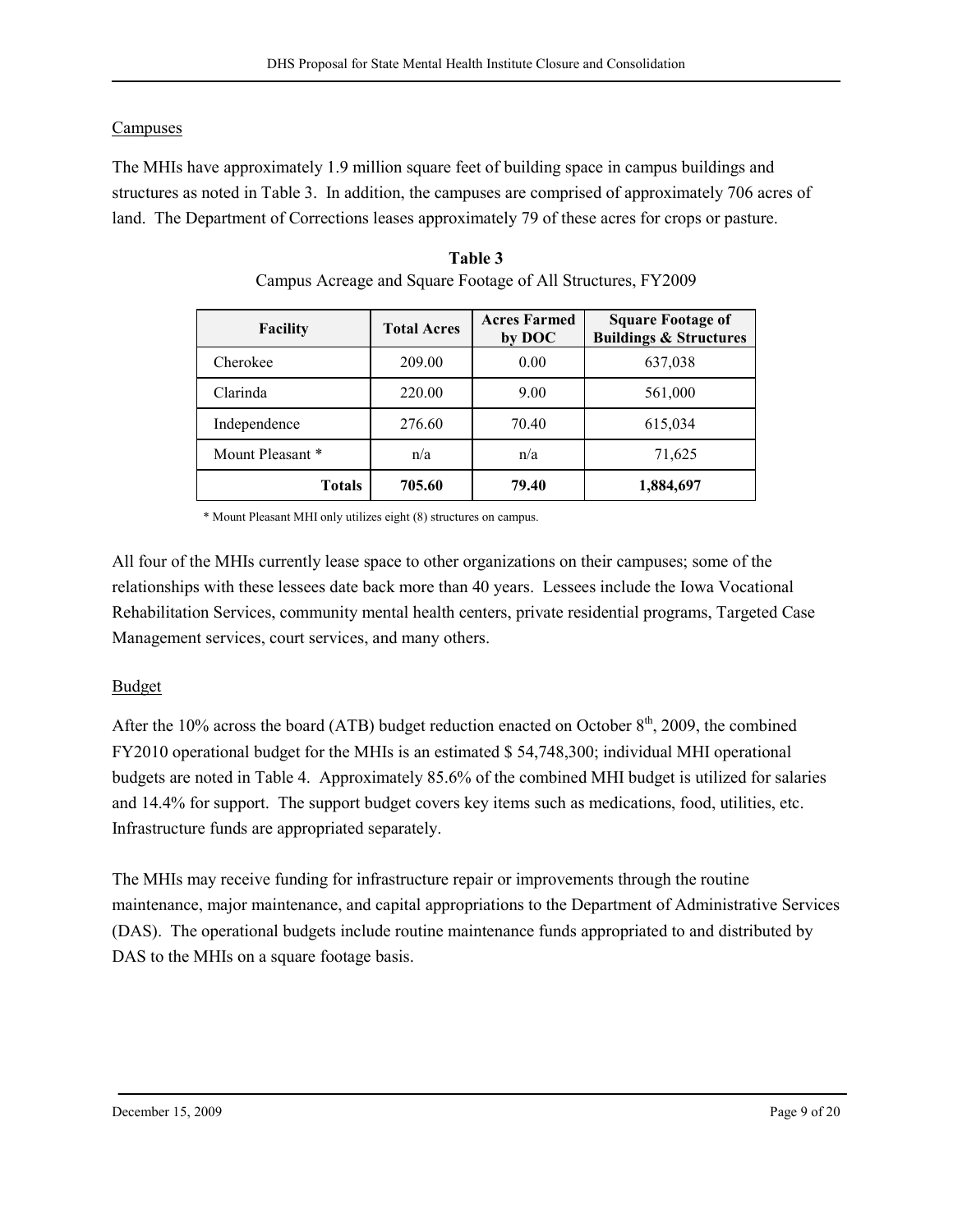## Campuses

The MHIs have approximately 1.9 million square feet of building space in campus buildings and structures as noted in Table 3. In addition, the campuses are comprised of approximately 706 acres of land. The Department of Corrections leases approximately 79 of these acres for crops or pasture.

**Table 3**

Campus Acreage and Square Footage of All Structures, FY2009

| Facility | Total Acres | Acres Farmed by DOC | Square Footage of Buildings & Structures |
|---|---|---|---|
| Cherokee | 209.00 | 0.00 | 637,038 |
| Clarinda | 220.00 | 9.00 | 561,000 |
| Independence | 276.60 | 70.40 | 615,034 |
| Mount Pleasant * | n/a | n/a | 71,625 |
| **Totals** | **705.60** | **79.40** | **1,884,697** |

\* Mount Pleasant MHI only utilizes eight (8) structures on campus.

All four of the MHIs currently lease space to other organizations on their campuses; some of the relationships with these lessees date back more than 40 years. Lessees include the Iowa Vocational Rehabilitation Services, community mental health centers, private residential programs, Targeted Case Management services, court services, and many others.

## Budget

After the 10% across the board (ATB) budget reduction enacted on October 8th, 2009, the combined FY2010 operational budget for the MHIs is an estimated $ 54,748,300; individual MHI operational budgets are noted in Table 4. Approximately 85.6% of the combined MHI budget is utilized for salaries and 14.4% for support. The support budget covers key items such as medications, food, utilities, etc. Infrastructure funds are appropriated separately.

The MHIs may receive funding for infrastructure repair or improvements through the routine maintenance, major maintenance, and capital appropriations to the Department of Administrative Services (DAS). The operational budgets include routine maintenance funds appropriated to and distributed by DAS to the MHIs on a square footage basis.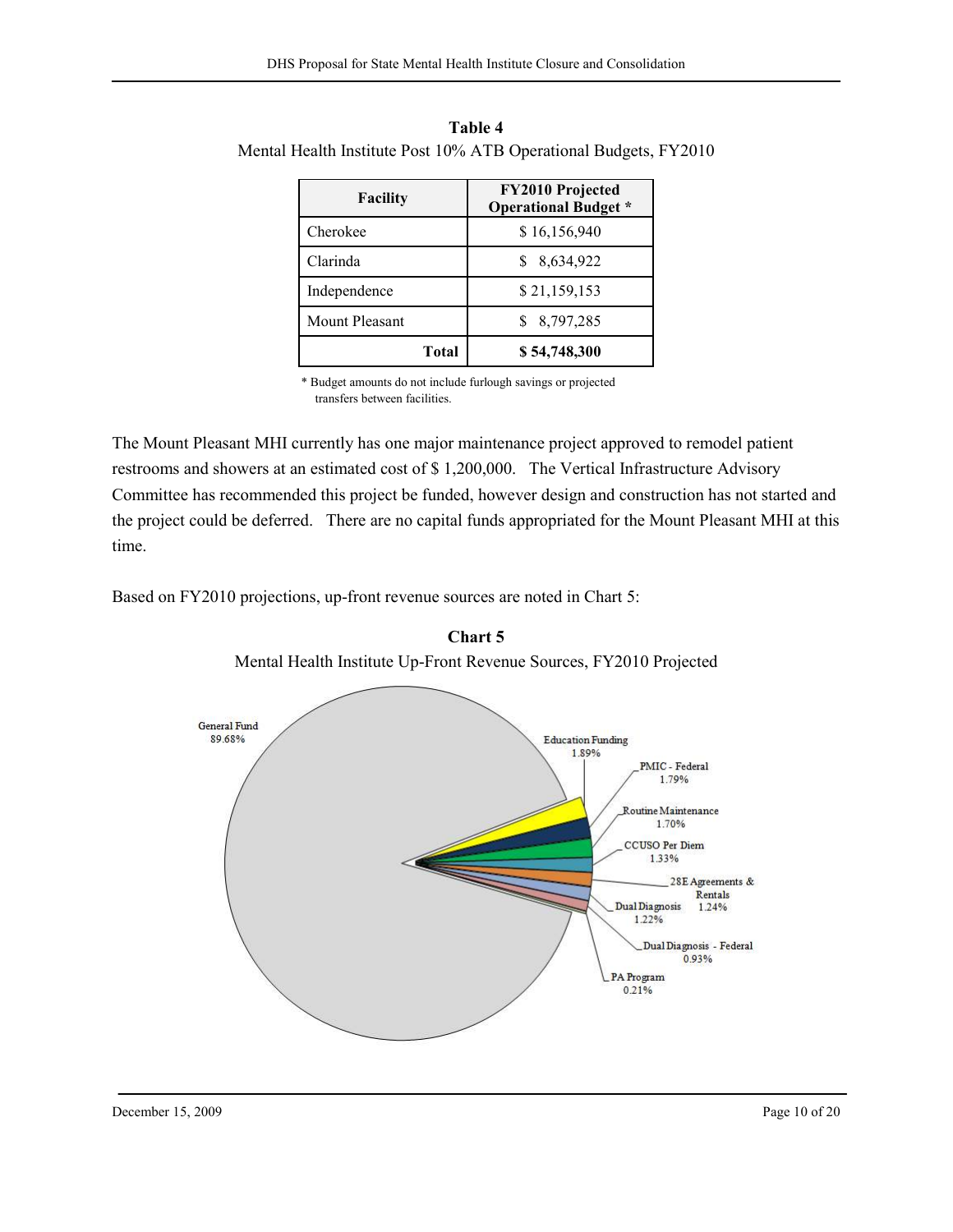**Table 4**

Mental Health Institute Post 10% ATB Operational Budgets, FY2010

| Facility | FY2010 Projected Operational Budget * |
|---|---|
| Cherokee | $ 16,156,940 |
| Clarinda | $ 8,634,922 |
| Independence | $ 21,159,153 |
| Mount Pleasant | $ 8,797,285 |
| **Total** | **$ 54,748,300** |

\* Budget amounts do not include furlough savings or projected transfers between facilities.

The Mount Pleasant MHI currently has one major maintenance project approved to remodel patient restrooms and showers at an estimated cost of $ 1,200,000. The Vertical Infrastructure Advisory Committee has recommended this project be funded, however design and construction has not started and the project could be deferred. There are no capital funds appropriated for the Mount Pleasant MHI at this time.

Based on FY2010 projections, up-front revenue sources are noted in Chart 5:

**Chart 5**

Mental Health Institute Up-Front Revenue Sources, FY2010 Projected

| Revenue Source | Percent |
|---|---|
| General Fund | 89.68% |
| Education Funding | 1.89% |
| PMIC - Federal | 1.79% |
| Routine Maintenance | 1.70% |
| CCUSO Per Diem | 1.33% |
| 28E Agreements & Rentals | 1.24% |
| Dual Diagnosis | 1.22% |
| Dual Diagnosis - Federal | 0.93% |
| PA Program | 0.21% |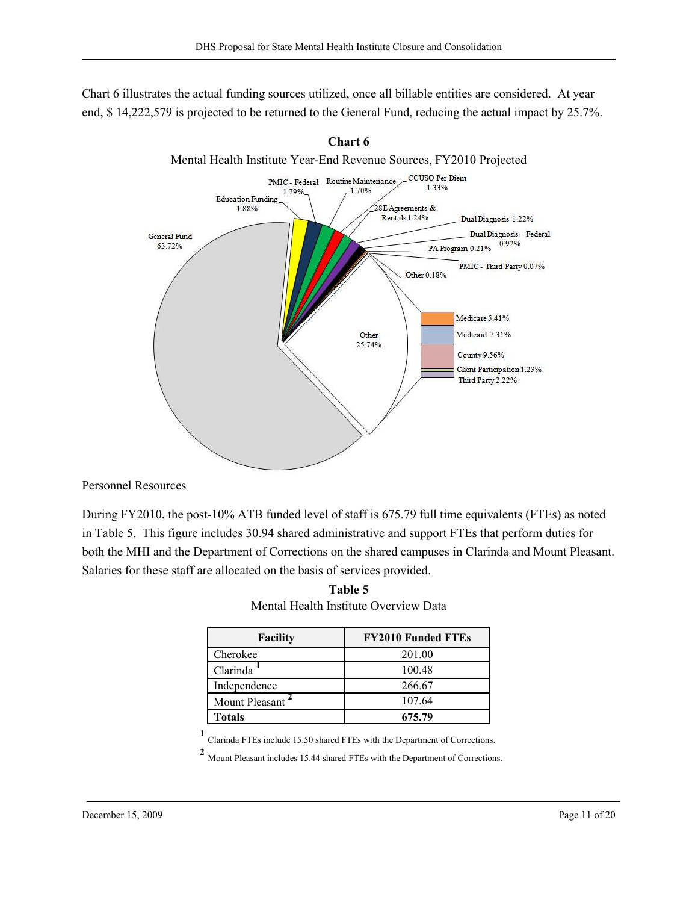Chart 6 illustrates the actual funding sources utilized, once all billable entities are considered. At year end, $ 14,222,579 is projected to be returned to the General Fund, reducing the actual impact by 25.7%.

**Chart 6**

Mental Health Institute Year-End Revenue Sources, FY2010 Projected

| Revenue Source | Percent |
|---|---|
| General Fund | 63.72% |
| Education Funding | 1.88% |
| PMIC - Federal | 1.79% |
| Routine Maintenance | 1.70% |
| CCUSO Per Diem | 1.33% |
| 28E Agreements & Rentals | 1.24% |
| Dual Diagnosis | 1.22% |
| Dual Diagnosis - Federal | 0.92% |
| PA Program | 0.21% |
| PMIC - Third Party | 0.07% |
| Other | 0.18% |
| Other | 25.74% |
| Medicare | 5.41% |
| Medicaid | 7.31% |
| County | 9.56% |
| Client Participation | 1.23% |
| Third Party | 2.22% |

<u>Personnel Resources</u>

During FY2010, the post-10% ATB funded level of staff is 675.79 full time equivalents (FTEs) as noted in Table 5. This figure includes 30.94 shared administrative and support FTEs that perform duties for both the MHI and the Department of Corrections on the shared campuses in Clarinda and Mount Pleasant. Salaries for these staff are allocated on the basis of services provided.

**Table 5**

Mental Health Institute Overview Data

| Facility | FY2010 Funded FTEs |
|---|---|
| Cherokee | 201.00 |
| Clarinda [1] | 100.48 |
| Independence | 266.67 |
| Mount Pleasant [2] | 107.64 |
| **Totals** | **675.79** |

[1] Clarinda FTEs include 15.50 shared FTEs with the Department of Corrections.

[2] Mount Pleasant includes 15.44 shared FTEs with the Department of Corrections.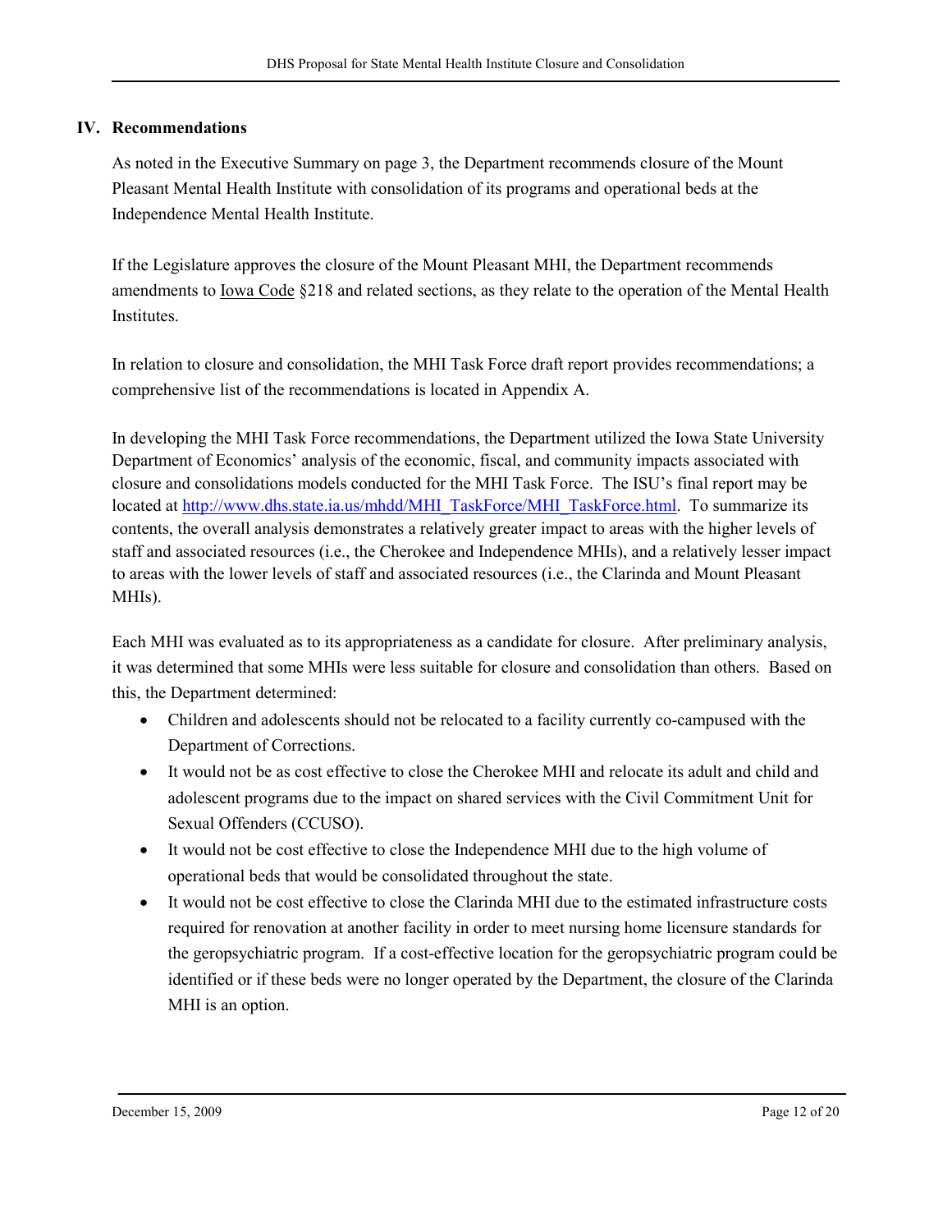## IV. Recommendations

As noted in the Executive Summary on page 3, the Department recommends closure of the Mount Pleasant Mental Health Institute with consolidation of its programs and operational beds at the Independence Mental Health Institute.

If the Legislature approves the closure of the Mount Pleasant MHI, the Department recommends amendments to Iowa Code §218 and related sections, as they relate to the operation of the Mental Health Institutes.

In relation to closure and consolidation, the MHI Task Force draft report provides recommendations; a comprehensive list of the recommendations is located in Appendix A.

In developing the MHI Task Force recommendations, the Department utilized the Iowa State University Department of Economics' analysis of the economic, fiscal, and community impacts associated with closure and consolidations models conducted for the MHI Task Force. The ISU's final report may be located at http://www.dhs.state.ia.us/mhdd/MHI_TaskForce/MHI_TaskForce.html. To summarize its contents, the overall analysis demonstrates a relatively greater impact to areas with the higher levels of staff and associated resources (i.e., the Cherokee and Independence MHIs), and a relatively lesser impact to areas with the lower levels of staff and associated resources (i.e., the Clarinda and Mount Pleasant MHIs).

Each MHI was evaluated as to its appropriateness as a candidate for closure. After preliminary analysis, it was determined that some MHIs were less suitable for closure and consolidation than others. Based on this, the Department determined:

- Children and adolescents should not be relocated to a facility currently co-campused with the Department of Corrections.
- It would not be as cost effective to close the Cherokee MHI and relocate its adult and child and adolescent programs due to the impact on shared services with the Civil Commitment Unit for Sexual Offenders (CCUSO).
- It would not be cost effective to close the Independence MHI due to the high volume of operational beds that would be consolidated throughout the state.
- It would not be cost effective to close the Clarinda MHI due to the estimated infrastructure costs required for renovation at another facility in order to meet nursing home licensure standards for the geropsychiatric program. If a cost-effective location for the geropsychiatric program could be identified or if these beds were no longer operated by the Department, the closure of the Clarinda MHI is an option.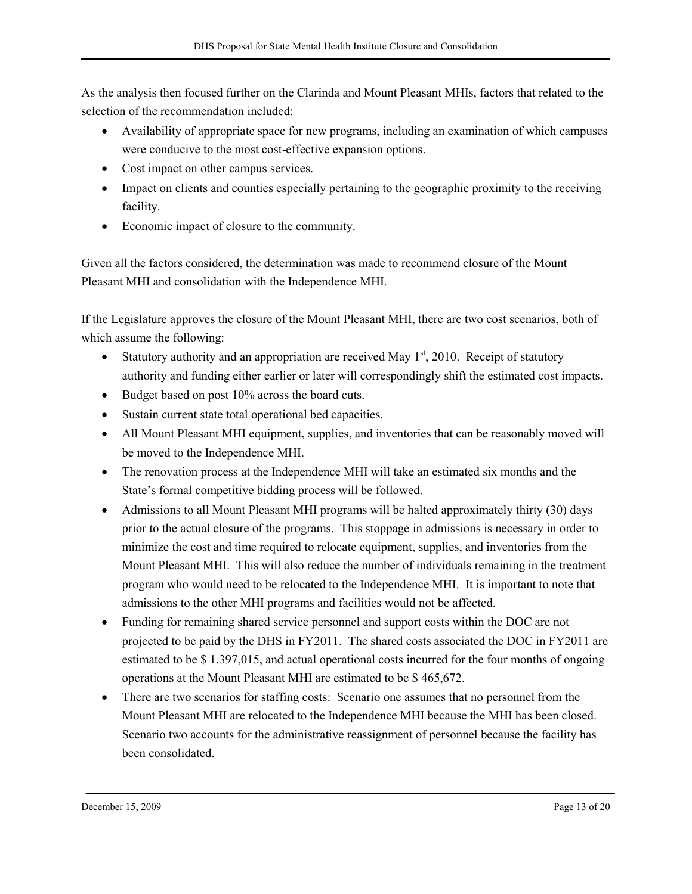As the analysis then focused further on the Clarinda and Mount Pleasant MHIs, factors that related to the selection of the recommendation included:

- Availability of appropriate space for new programs, including an examination of which campuses were conducive to the most cost-effective expansion options.
- Cost impact on other campus services.
- Impact on clients and counties especially pertaining to the geographic proximity to the receiving facility.
- Economic impact of closure to the community.

Given all the factors considered, the determination was made to recommend closure of the Mount Pleasant MHI and consolidation with the Independence MHI.

If the Legislature approves the closure of the Mount Pleasant MHI, there are two cost scenarios, both of which assume the following:

- Statutory authority and an appropriation are received May 1st, 2010. Receipt of statutory authority and funding either earlier or later will correspondingly shift the estimated cost impacts.
- Budget based on post 10% across the board cuts.
- Sustain current state total operational bed capacities.
- All Mount Pleasant MHI equipment, supplies, and inventories that can be reasonably moved will be moved to the Independence MHI.
- The renovation process at the Independence MHI will take an estimated six months and the State's formal competitive bidding process will be followed.
- Admissions to all Mount Pleasant MHI programs will be halted approximately thirty (30) days prior to the actual closure of the programs. This stoppage in admissions is necessary in order to minimize the cost and time required to relocate equipment, supplies, and inventories from the Mount Pleasant MHI. This will also reduce the number of individuals remaining in the treatment program who would need to be relocated to the Independence MHI. It is important to note that admissions to the other MHI programs and facilities would not be affected.
- Funding for remaining shared service personnel and support costs within the DOC are not projected to be paid by the DHS in FY2011. The shared costs associated the DOC in FY2011 are estimated to be $ 1,397,015, and actual operational costs incurred for the four months of ongoing operations at the Mount Pleasant MHI are estimated to be $ 465,672.
- There are two scenarios for staffing costs: Scenario one assumes that no personnel from the Mount Pleasant MHI are relocated to the Independence MHI because the MHI has been closed. Scenario two accounts for the administrative reassignment of personnel because the facility has been consolidated.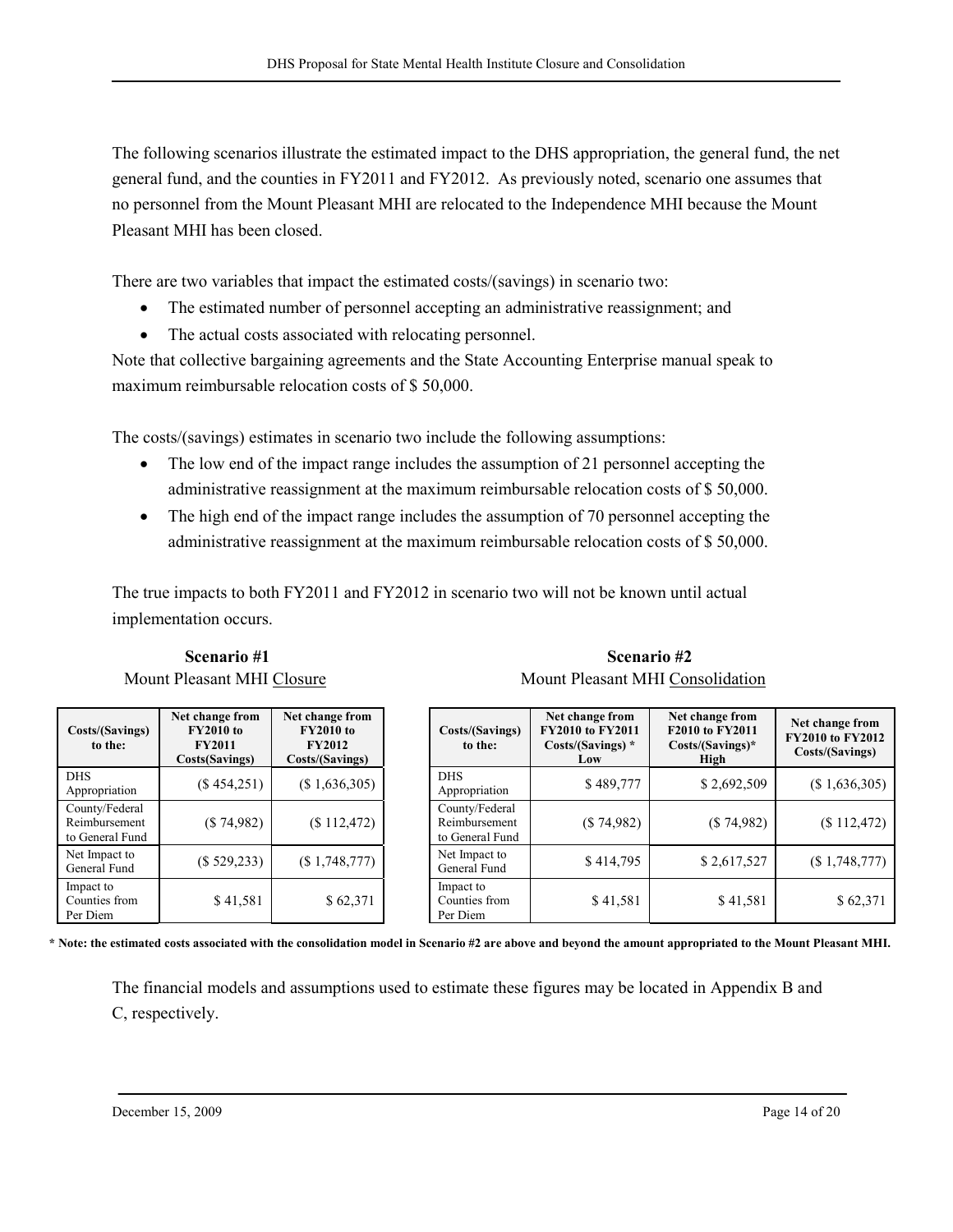The following scenarios illustrate the estimated impact to the DHS appropriation, the general fund, the net general fund, and the counties in FY2011 and FY2012. As previously noted, scenario one assumes that no personnel from the Mount Pleasant MHI are relocated to the Independence MHI because the Mount Pleasant MHI has been closed.

There are two variables that impact the estimated costs/(savings) in scenario two:

- The estimated number of personnel accepting an administrative reassignment; and
- The actual costs associated with relocating personnel.

Note that collective bargaining agreements and the State Accounting Enterprise manual speak to maximum reimbursable relocation costs of $ 50,000.

The costs/(savings) estimates in scenario two include the following assumptions:

- The low end of the impact range includes the assumption of 21 personnel accepting the administrative reassignment at the maximum reimbursable relocation costs of $ 50,000.
- The high end of the impact range includes the assumption of 70 personnel accepting the administrative reassignment at the maximum reimbursable relocation costs of $ 50,000.

The true impacts to both FY2011 and FY2012 in scenario two will not be known until actual implementation occurs.

**Scenario #1**

Mount Pleasant MHI Closure

| Costs/(Savings) to the: | Net change from FY2010 to FY2011 Costs(Savings) | Net change from FY2010 to FY2012 Costs/(Savings) |
|---|---|---|
| DHS Appropriation | ($ 454,251) | ($ 1,636,305) |
| County/Federal Reimbursement to General Fund | ($ 74,982) | ($ 112,472) |
| Net Impact to General Fund | ($ 529,233) | ($ 1,748,777) |
| Impact to Counties from Per Diem | $ 41,581 | $ 62,371 |

**Scenario #2**

Mount Pleasant MHI Consolidation

| Costs/(Savings) to the: | Net change from FY2010 to FY2011 Costs/(Savings) * Low | Net change from F2010 to FY2011 Costs/(Savings)* High | Net change from FY2010 to FY2012 Costs/(Savings) |
|---|---|---|---|
| DHS Appropriation | $ 489,777 | $ 2,692,509 | ($ 1,636,305) |
| County/Federal Reimbursement to General Fund | ($ 74,982) | ($ 74,982) | ($ 112,472) |
| Net Impact to General Fund | $ 414,795 | $ 2,617,527 | ($ 1,748,777) |
| Impact to Counties from Per Diem | $ 41,581 | $ 41,581 | $ 62,371 |

**\* Note: the estimated costs associated with the consolidation model in Scenario #2 are above and beyond the amount appropriated to the Mount Pleasant MHI.**

The financial models and assumptions used to estimate these figures may be located in Appendix B and C, respectively.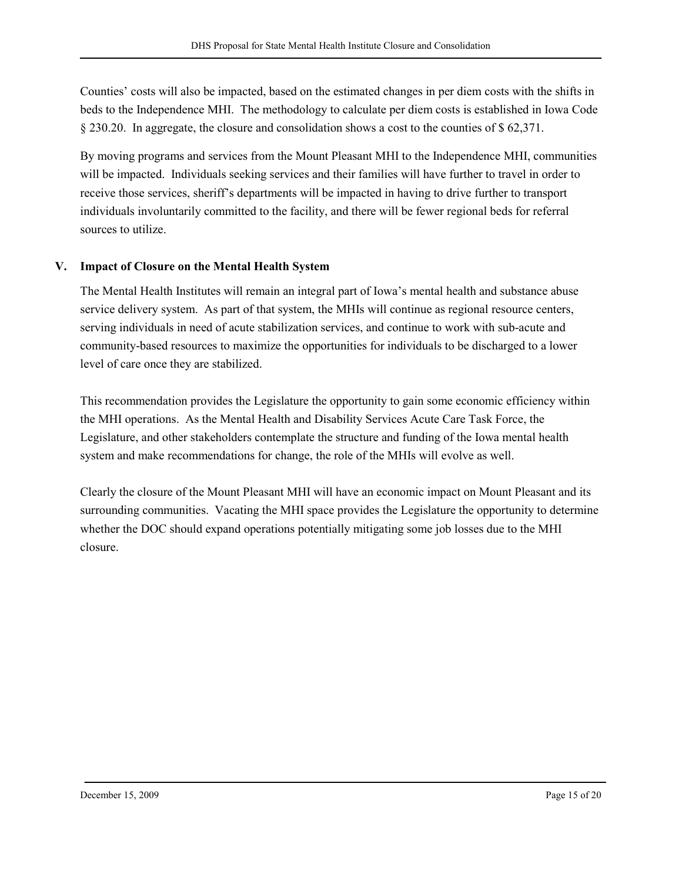Counties' costs will also be impacted, based on the estimated changes in per diem costs with the shifts in beds to the Independence MHI. The methodology to calculate per diem costs is established in Iowa Code § 230.20. In aggregate, the closure and consolidation shows a cost to the counties of $ 62,371.

By moving programs and services from the Mount Pleasant MHI to the Independence MHI, communities will be impacted. Individuals seeking services and their families will have further to travel in order to receive those services, sheriff's departments will be impacted in having to drive further to transport individuals involuntarily committed to the facility, and there will be fewer regional beds for referral sources to utilize.

## V. Impact of Closure on the Mental Health System

The Mental Health Institutes will remain an integral part of Iowa's mental health and substance abuse service delivery system. As part of that system, the MHIs will continue as regional resource centers, serving individuals in need of acute stabilization services, and continue to work with sub-acute and community-based resources to maximize the opportunities for individuals to be discharged to a lower level of care once they are stabilized.

This recommendation provides the Legislature the opportunity to gain some economic efficiency within the MHI operations. As the Mental Health and Disability Services Acute Care Task Force, the Legislature, and other stakeholders contemplate the structure and funding of the Iowa mental health system and make recommendations for change, the role of the MHIs will evolve as well.

Clearly the closure of the Mount Pleasant MHI will have an economic impact on Mount Pleasant and its surrounding communities. Vacating the MHI space provides the Legislature the opportunity to determine whether the DOC should expand operations potentially mitigating some job losses due to the MHI closure.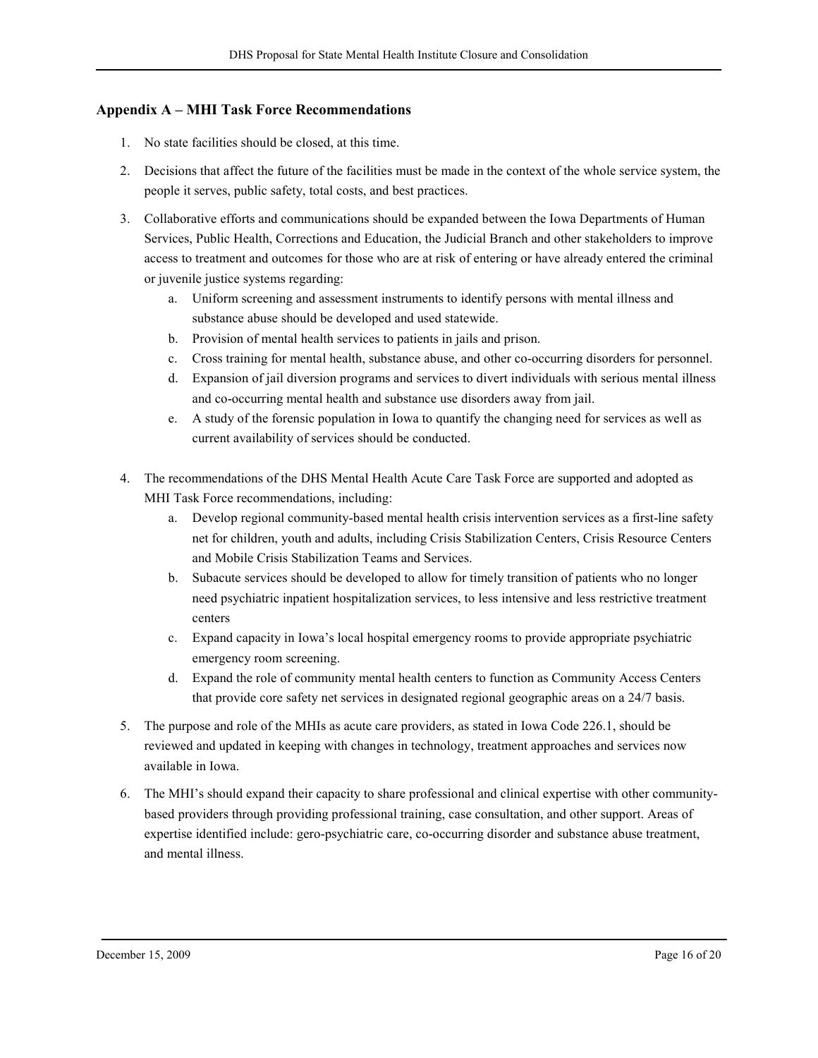## Appendix A – MHI Task Force Recommendations

1. No state facilities should be closed, at this time.
2. Decisions that affect the future of the facilities must be made in the context of the whole service system, the people it serves, public safety, total costs, and best practices.
3. Collaborative efforts and communications should be expanded between the Iowa Departments of Human Services, Public Health, Corrections and Education, the Judicial Branch and other stakeholders to improve access to treatment and outcomes for those who are at risk of entering or have already entered the criminal or juvenile justice systems regarding:
   a. Uniform screening and assessment instruments to identify persons with mental illness and substance abuse should be developed and used statewide.
   b. Provision of mental health services to patients in jails and prison.
   c. Cross training for mental health, substance abuse, and other co-occurring disorders for personnel.
   d. Expansion of jail diversion programs and services to divert individuals with serious mental illness and co-occurring mental health and substance use disorders away from jail.
   e. A study of the forensic population in Iowa to quantify the changing need for services as well as current availability of services should be conducted.
4. The recommendations of the DHS Mental Health Acute Care Task Force are supported and adopted as MHI Task Force recommendations, including:
   a. Develop regional community-based mental health crisis intervention services as a first-line safety net for children, youth and adults, including Crisis Stabilization Centers, Crisis Resource Centers and Mobile Crisis Stabilization Teams and Services.
   b. Subacute services should be developed to allow for timely transition of patients who no longer need psychiatric inpatient hospitalization services, to less intensive and less restrictive treatment centers
   c. Expand capacity in Iowa's local hospital emergency rooms to provide appropriate psychiatric emergency room screening.
   d. Expand the role of community mental health centers to function as Community Access Centers that provide core safety net services in designated regional geographic areas on a 24/7 basis.
5. The purpose and role of the MHIs as acute care providers, as stated in Iowa Code 226.1, should be reviewed and updated in keeping with changes in technology, treatment approaches and services now available in Iowa.
6. The MHI's should expand their capacity to share professional and clinical expertise with other community-based providers through providing professional training, case consultation, and other support. Areas of expertise identified include: gero-psychiatric care, co-occurring disorder and substance abuse treatment, and mental illness.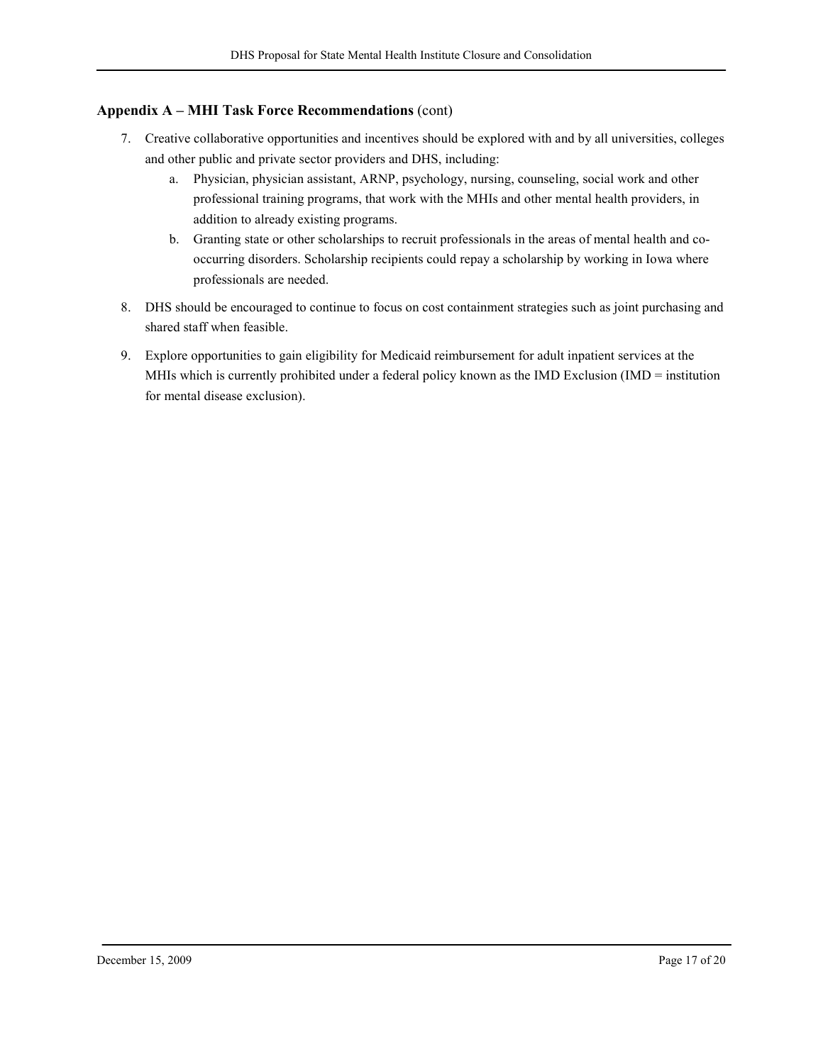### **Appendix A – MHI Task Force Recommendations** (cont)

7. Creative collaborative opportunities and incentives should be explored with and by all universities, colleges and other public and private sector providers and DHS, including:
   a. Physician, physician assistant, ARNP, psychology, nursing, counseling, social work and other professional training programs, that work with the MHIs and other mental health providers, in addition to already existing programs.
   b. Granting state or other scholarships to recruit professionals in the areas of mental health and co-occurring disorders. Scholarship recipients could repay a scholarship by working in Iowa where professionals are needed.
8. DHS should be encouraged to continue to focus on cost containment strategies such as joint purchasing and shared staff when feasible.
9. Explore opportunities to gain eligibility for Medicaid reimbursement for adult inpatient services at the MHIs which is currently prohibited under a federal policy known as the IMD Exclusion (IMD = institution for mental disease exclusion).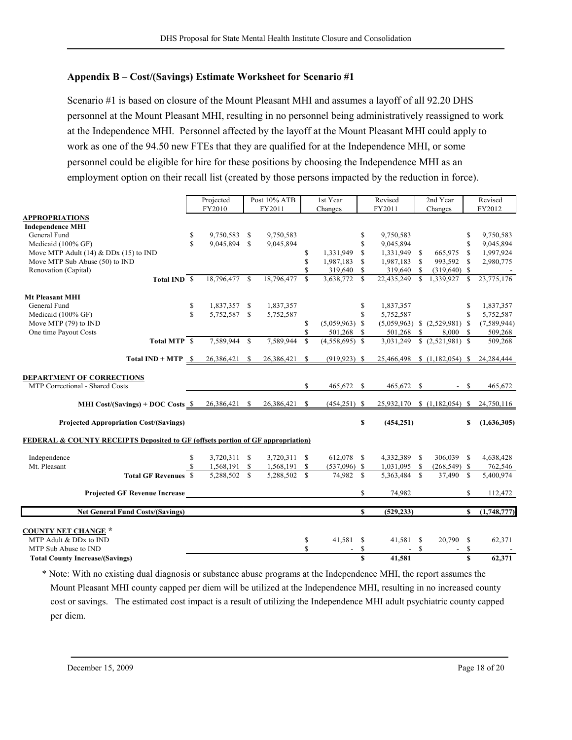### Appendix B – Cost/(Savings) Estimate Worksheet for Scenario #1

Scenario #1 is based on closure of the Mount Pleasant MHI and assumes a layoff of all 92.20 DHS personnel at the Mount Pleasant MHI, resulting in no personnel being administratively reassigned to work at the Independence MHI. Personnel affected by the layoff at the Mount Pleasant MHI could apply to work as one of the 94.50 new FTEs that they are qualified for at the Independence MHI, or some personnel could be eligible for hire for these positions by choosing the Independence MHI as an employment option on their recall list (created by those persons impacted by the reduction in force).

| | Projected FY2010 | Post 10% ATB FY2011 | 1st Year Changes | Revised FY2011 | 2nd Year Changes | Revised FY2012 |
|---|---|---|---|---|---|---|
| **APPROPRIATIONS** | | | | | | |
| **Independence MHI** | | | | | | |
| General Fund | $ 9,750,583 | $ 9,750,583 | | $ 9,750,583 | | $ 9,750,583 |
| Medicaid (100% GF) | $ 9,045,894 | $ 9,045,894 | | $ 9,045,894 | | $ 9,045,894 |
| Move MTP Adult (14) & DDx (15) to IND | | | $ 1,331,949 | $ 1,331,949 | $ 665,975 | $ 1,997,924 |
| Move MTP Sub Abuse (50) to IND | | | $ 1,987,183 | $ 1,987,183 | $ 993,592 | $ 2,980,775 |
| Renovation (Capital) | | | $ 319,640 | $ 319,640 | $ (319,640) | $ - |
| **Total IND** | $ 18,796,477 | $ 18,796,477 | $ 3,638,772 | $ 22,435,249 | $ 1,339,927 | $ 23,775,176 |
| **Mt Pleasant MHI** | | | | | | |
| General Fund | $ 1,837,357 | $ 1,837,357 | | $ 1,837,357 | | $ 1,837,357 |
| Medicaid (100% GF) | $ 5,752,587 | $ 5,752,587 | | $ 5,752,587 | | $ 5,752,587 |
| Move MTP (79) to IND | | | $ (5,059,963) | $ (5,059,963) | $ (2,529,981) | $ (7,589,944) |
| One time Payout Costs | | | $ 501,268 | $ 501,268 | $ 8,000 | $ 509,268 |
| **Total MTP** | $ 7,589,944 | $ 7,589,944 | $ (4,558,695) | $ 3,031,249 | $ (2,521,981) | $ 509,268 |
| **Total IND + MTP** | $ 26,386,421 | $ 26,386,421 | $ (919,923) | $ 25,466,498 | $ (1,182,054) | $ 24,284,444 |
| **DEPARTMENT OF CORRECTIONS** | | | | | | |
| MTP Correctional - Shared Costs | | | $ 465,672 | $ 465,672 | $ - | $ 465,672 |
| **MHI Cost/(Savings) + DOC Costs** | $ 26,386,421 | $ 26,386,421 | $ (454,251) | $ 25,932,170 | $ (1,182,054) | $ 24,750,116 |
| **Projected Appropriation Cost/(Savings)** | | | | **$ (454,251)** | | **$ (1,636,305)** |
| **FEDERAL & COUNTY RECEIPTS Deposited to GF (offsets portion of GF appropriation)** | | | | | | |
| Independence | $ 3,720,311 | $ 3,720,311 | $ 612,078 | $ 4,332,389 | $ 306,039 | $ 4,638,428 |
| Mt. Pleasant | $ 1,568,191 | $ 1,568,191 | $ (537,096) | $ 1,031,095 | $ (268,549) | $ 762,546 |
| **Total GF Revenues** | $ 5,288,502 | $ 5,288,502 | $ 74,982 | $ 5,363,484 | $ 37,490 | $ 5,400,974 |
| **Projected GF Revenue Increase** | | | | $ 74,982 | | $ 112,472 |
| **Net General Fund Costs/(Savings)** | | | | **$ (529,233)** | | **$ (1,748,777)** |
| **COUNTY NET CHANGE \*** | | | | | | |
| MTP Adult & DDx to IND | | | $ 41,581 | $ 41,581 | $ 20,790 | $ 62,371 |
| MTP Sub Abuse to IND | | | $ - | $ - | $ - | $ - |
| **Total County Increase/(Savings)** | | | | **$ 41,581** | | **$ 62,371** |

\* Note: With no existing dual diagnosis or substance abuse programs at the Independence MHI, the report assumes the Mount Pleasant MHI county capped per diem will be utilized at the Independence MHI, resulting in no increased county cost or savings. The estimated cost impact is a result of utilizing the Independence MHI adult psychiatric county capped per diem.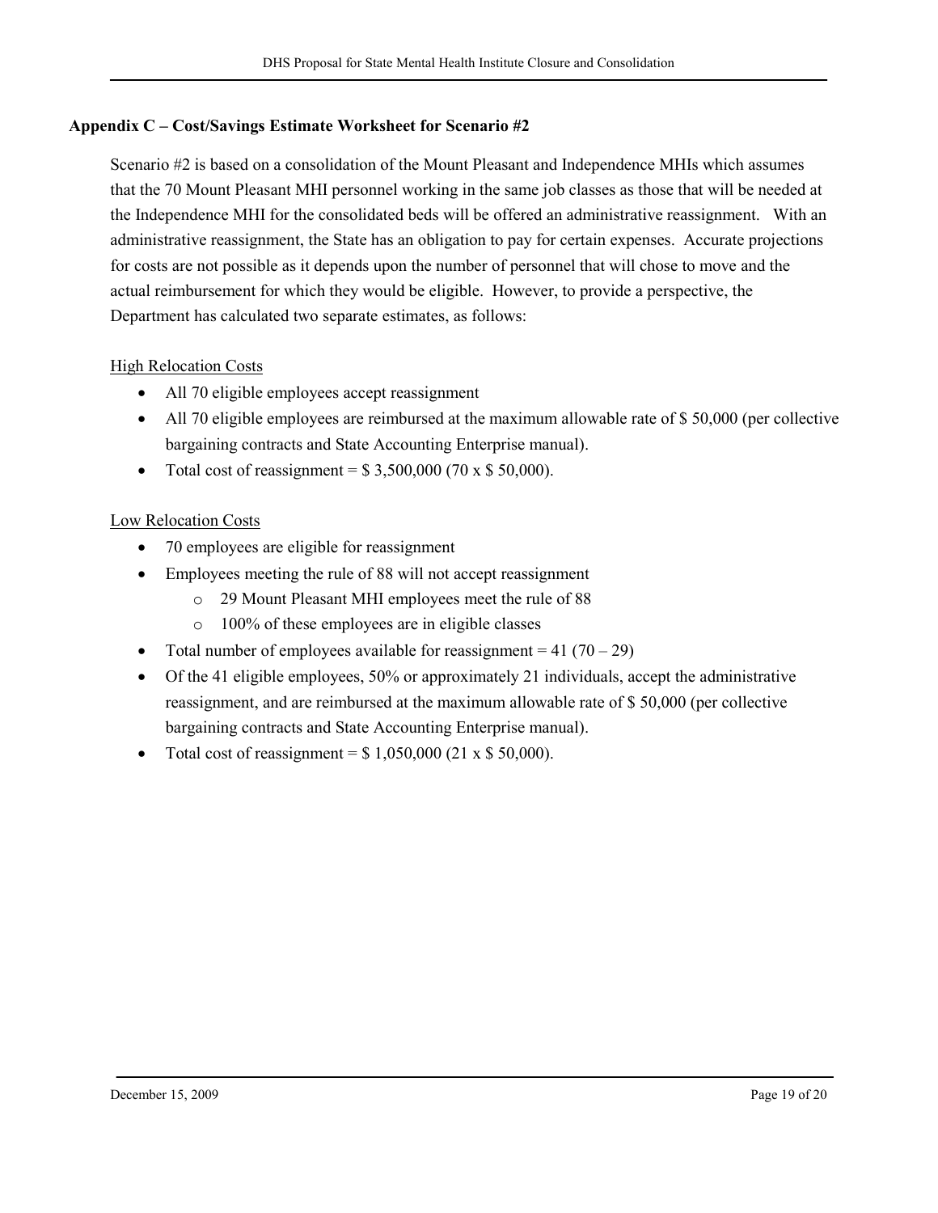### Appendix C – Cost/Savings Estimate Worksheet for Scenario #2

Scenario #2 is based on a consolidation of the Mount Pleasant and Independence MHIs which assumes that the 70 Mount Pleasant MHI personnel working in the same job classes as those that will be needed at the Independence MHI for the consolidated beds will be offered an administrative reassignment. With an administrative reassignment, the State has an obligation to pay for certain expenses. Accurate projections for costs are not possible as it depends upon the number of personnel that will chose to move and the actual reimbursement for which they would be eligible. However, to provide a perspective, the Department has calculated two separate estimates, as follows:

<u>High Relocation Costs</u>

- All 70 eligible employees accept reassignment
- All 70 eligible employees are reimbursed at the maximum allowable rate of $ 50,000 (per collective bargaining contracts and State Accounting Enterprise manual).
- Total cost of reassignment = $ 3,500,000 (70 x $ 50,000).

<u>Low Relocation Costs</u>

- 70 employees are eligible for reassignment
- Employees meeting the rule of 88 will not accept reassignment
    - 29 Mount Pleasant MHI employees meet the rule of 88
    - 100% of these employees are in eligible classes
- Total number of employees available for reassignment = 41 (70 – 29)
- Of the 41 eligible employees, 50% or approximately 21 individuals, accept the administrative reassignment, and are reimbursed at the maximum allowable rate of $ 50,000 (per collective bargaining contracts and State Accounting Enterprise manual).
- Total cost of reassignment = $ 1,050,000 (21 x $ 50,000).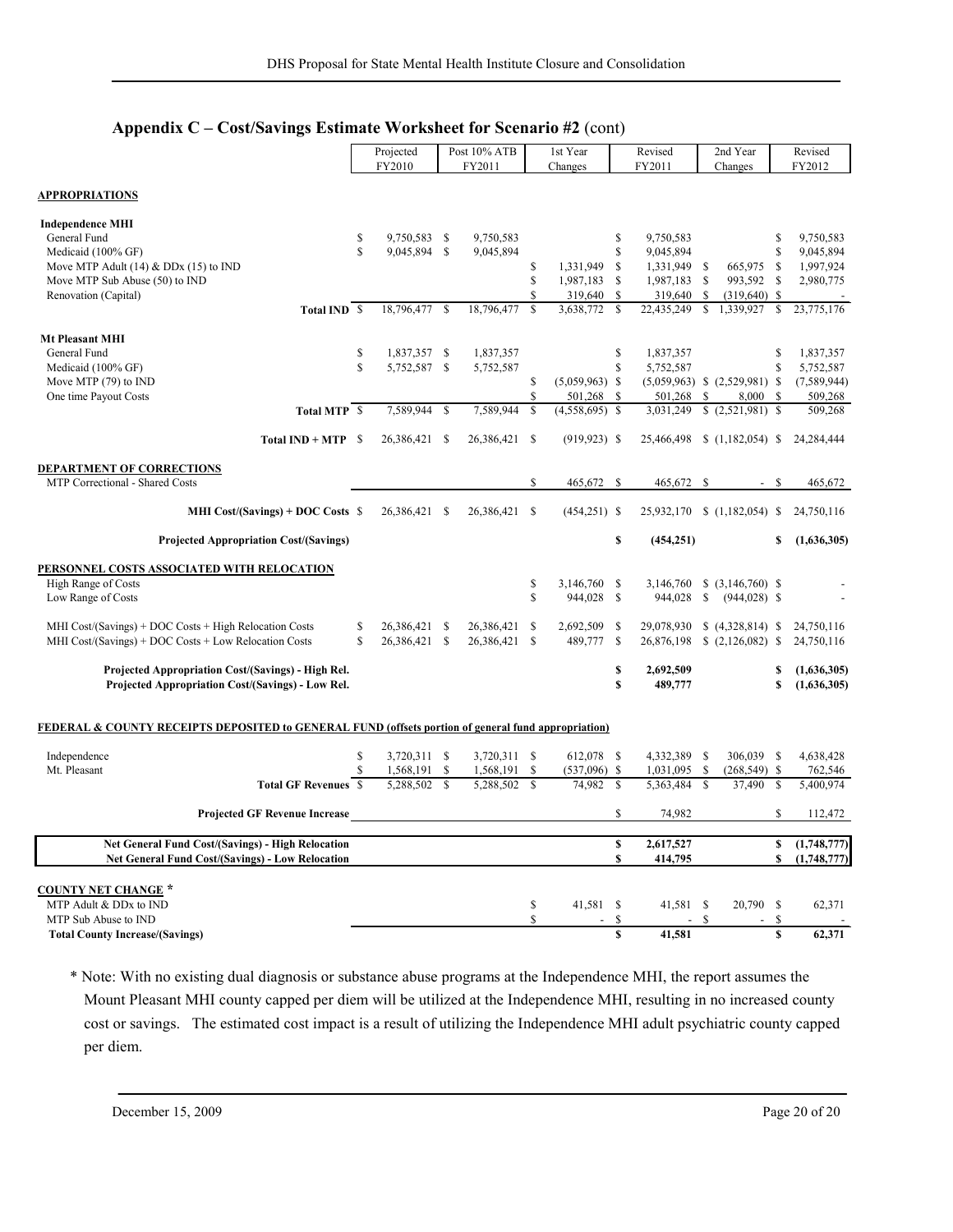## Appendix C – Cost/Savings Estimate Worksheet for Scenario #2 (cont)

| | Projected FY2010 | Post 10% ATB FY2011 | 1st Year Changes | Revised FY2011 | 2nd Year Changes | Revised FY2012 |
|---|---|---|---|---|---|---|
| **APPROPRIATIONS** | | | | | | |
| **Independence MHI** | | | | | | |
| General Fund | $ 9,750,583 | $ 9,750,583 | | $ 9,750,583 | | $ 9,750,583 |
| Medicaid (100% GF) | $ 9,045,894 | $ 9,045,894 | | $ 9,045,894 | | $ 9,045,894 |
| Move MTP Adult (14) & DDx (15) to IND | | | $ 1,331,949 | $ 1,331,949 | $ 665,975 | $ 1,997,924 |
| Move MTP Sub Abuse (50) to IND | | | $ 1,987,183 | $ 1,987,183 | $ 993,592 | $ 2,980,775 |
| Renovation (Capital) | | | $ 319,640 | $ 319,640 | $ (319,640) | $ - |
| **Total IND** | $ 18,796,477 | $ 18,796,477 | $ 3,638,772 | $ 22,435,249 | $ 1,339,927 | $ 23,775,176 |
| **Mt Pleasant MHI** | | | | | | |
| General Fund | $ 1,837,357 | $ 1,837,357 | | $ 1,837,357 | | $ 1,837,357 |
| Medicaid (100% GF) | $ 5,752,587 | $ 5,752,587 | | $ 5,752,587 | | $ 5,752,587 |
| Move MTP (79) to IND | | | $ (5,059,963) | $ (5,059,963) | $ (2,529,981) | $ (7,589,944) |
| One time Payout Costs | | | $ 501,268 | $ 501,268 | $ 8,000 | $ 509,268 |
| **Total MTP** | $ 7,589,944 | $ 7,589,944 | $ (4,558,695) | $ 3,031,249 | $ (2,521,981) | $ 509,268 |
| **Total IND + MTP** | $ 26,386,421 | $ 26,386,421 | $ (919,923) | $ 25,466,498 | $ (1,182,054) | $ 24,284,444 |
| **DEPARTMENT OF CORRECTIONS** | | | | | | |
| MTP Correctional - Shared Costs | | | $ 465,672 | $ 465,672 | $ - | $ 465,672 |
| **MHI Cost/(Savings) + DOC Costs** | $ 26,386,421 | $ 26,386,421 | $ (454,251) | $ 25,932,170 | $ (1,182,054) | $ 24,750,116 |
| **Projected Appropriation Cost/(Savings)** | | | | **$ (454,251)** | | **$ (1,636,305)** |
| **PERSONNEL COSTS ASSOCIATED WITH RELOCATION** | | | | | | |
| High Range of Costs | | | $ 3,146,760 | $ 3,146,760 | $ (3,146,760) | $ - |
| Low Range of Costs | | | $ 944,028 | $ 944,028 | $ (944,028) | $ - |
| MHI Cost/(Savings) + DOC Costs + High Relocation Costs | $ 26,386,421 | $ 26,386,421 | $ 2,692,509 | $ 29,078,930 | $ (4,328,814) | $ 24,750,116 |
| MHI Cost/(Savings) + DOC Costs + Low Relocation Costs | $ 26,386,421 | $ 26,386,421 | $ 489,777 | $ 26,876,198 | $ (2,126,082) | $ 24,750,116 |
| **Projected Appropriation Cost/(Savings) - High Rel.** | | | | **$ 2,692,509** | | **$ (1,636,305)** |
| **Projected Appropriation Cost/(Savings) - Low Rel.** | | | | **$ 489,777** | | **$ (1,636,305)** |
| **FEDERAL & COUNTY RECEIPTS DEPOSITED to GENERAL FUND (offsets portion of general fund appropriation)** | | | | | | |
| Independence | $ 3,720,311 | $ 3,720,311 | $ 612,078 | $ 4,332,389 | $ 306,039 | $ 4,638,428 |
| Mt. Pleasant | $ 1,568,191 | $ 1,568,191 | $ (537,096) | $ 1,031,095 | $ (268,549) | $ 762,546 |
| **Total GF Revenues** | $ 5,288,502 | $ 5,288,502 | $ 74,982 | $ 5,363,484 | $ 37,490 | $ 5,400,974 |
| **Projected GF Revenue Increase** | | | | $ 74,982 | | $ 112,472 |
| **Net General Fund Cost/(Savings) - High Relocation** | | | | **$ 2,617,527** | | **$ (1,748,777)** |
| **Net General Fund Cost/(Savings) - Low Relocation** | | | | **$ 414,795** | | **$ (1,748,777)** |
| **COUNTY NET CHANGE \*** | | | | | | |
| MTP Adult & DDx to IND | | | $ 41,581 | $ 41,581 | $ 20,790 | $ 62,371 |
| MTP Sub Abuse to IND | | | $ - | $ - | $ - | $ - |
| **Total County Increase/(Savings)** | | | | **$ 41,581** | | **$ 62,371** |

\* Note: With no existing dual diagnosis or substance abuse programs at the Independence MHI, the report assumes the Mount Pleasant MHI county capped per diem will be utilized at the Independence MHI, resulting in no increased county cost or savings. The estimated cost impact is a result of utilizing the Independence MHI adult psychiatric county capped per diem.